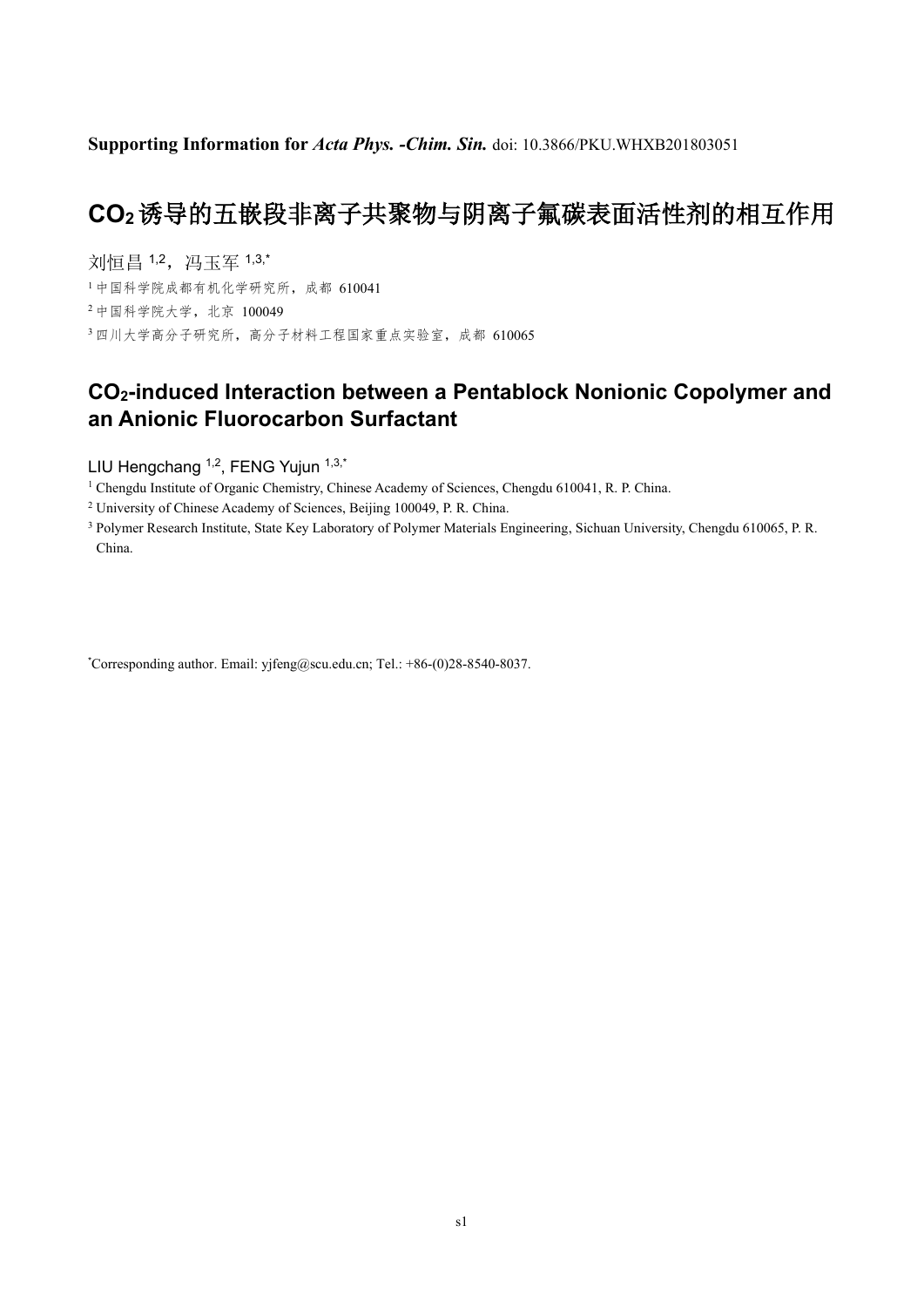**Supporting Information for *Acta Phys. -Chim. Sin.*** doi: 10.3866/PKU.WHXB201803051

# $CO_2$诱导的五嵌段非离子共聚物与阴离子氟碳表面活性剂的相互作用

刘恒昌 [1,2]，冯玉军 [1,3,*]

[1] 中国科学院成都有机化学研究所，成都 610041

[2] 中国科学院大学，北京 100049

[3] 四川大学高分子研究所，高分子材料工程国家重点实验室，成都 610065

# $CO_2$-induced Interaction between a Pentablock Nonionic Copolymer and an Anionic Fluorocarbon Surfactant

LIU Hengchang [1,2], FENG Yujun [1,3,*]

[1] Chengdu Institute of Organic Chemistry, Chinese Academy of Sciences, Chengdu 610041, R. P. China.

[2] University of Chinese Academy of Sciences, Beijing 100049, P. R. China.

[3] Polymer Research Institute, State Key Laboratory of Polymer Materials Engineering, Sichuan University, Chengdu 610065, P. R. China.

[*] Corresponding author. Email: yjfeng@scu.edu.cn; Tel.: +86-(0)28-8540-8037.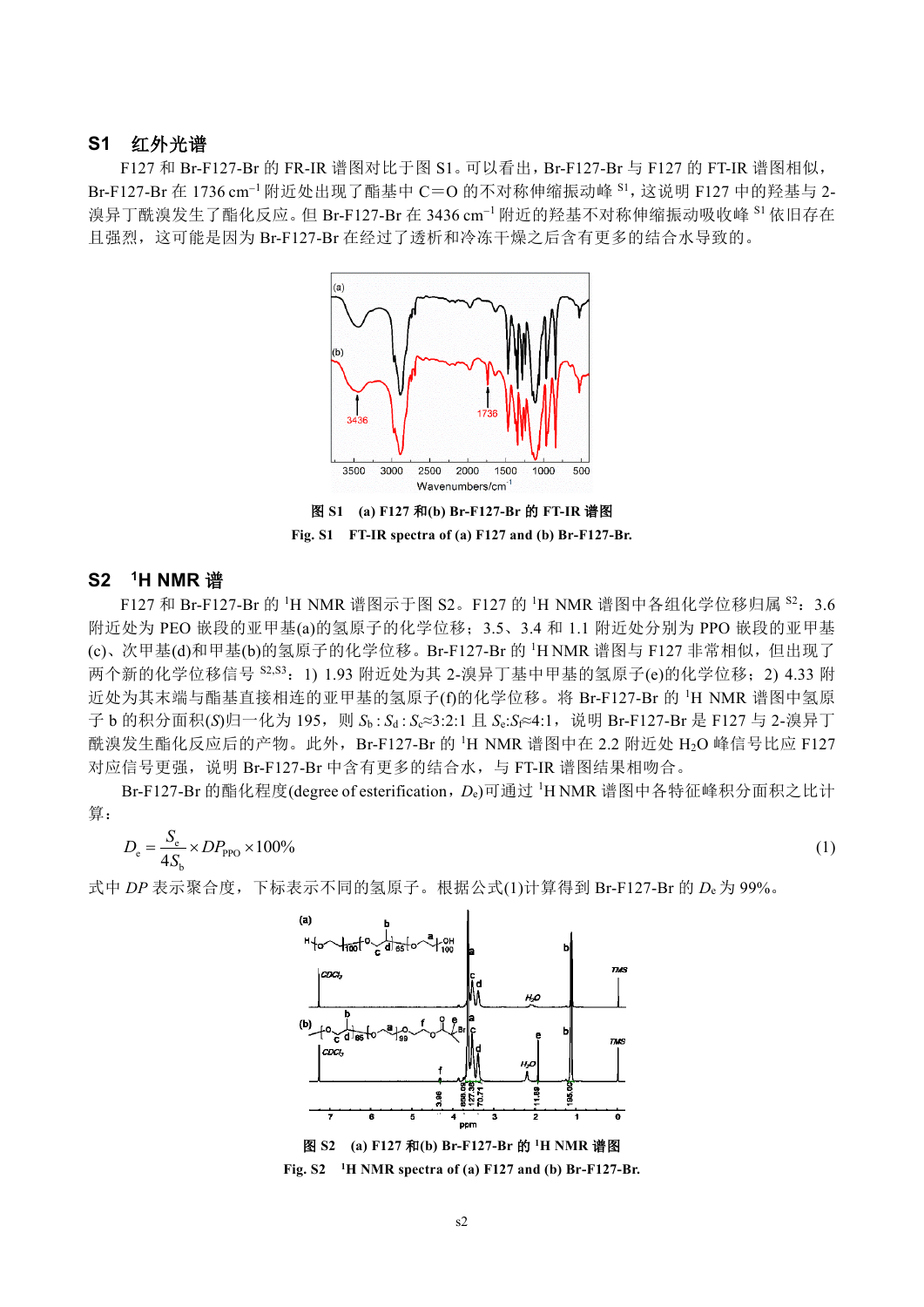## S1 红外光谱

F127 和 Br-F127-Br 的 FR-IR 谱图对比于图 S1。可以看出，Br-F127-Br 与 F127 的 FT-IR 谱图相似，Br-F127-Br 在 1736 $cm^{-1}$ 附近处出现了酯基中 C=O 的不对称伸缩振动峰 [S1]，这说明 F127 中的羟基与 2-溴异丁酰溴发生了酯化反应。但 Br-F127-Br 在 3436 $cm^{-1}$ 附近的羟基不对称伸缩振动吸收峰 [S1] 依旧存在且强烈，这可能是因为 Br-F127-Br 在经过了透析和冷冻干燥之后含有更多的结合水导致的。

图 S1　(a) F127 和(b) Br-F127-Br 的 FT-IR 谱图

Fig. S1　FT-IR spectra of (a) F127 and (b) Br-F127-Br.

## S2 $^1$H NMR 谱

F127 和 Br-F127-Br 的 $^1$H NMR 谱图示于图 S2。F127 的 $^1$H NMR 谱图中各组化学位移归属 [S2]：3.6 附近处为 PEO 嵌段的亚甲基(a)的氢原子的化学位移；3.5、3.4 和 1.1 附近处分别为 PPO 嵌段的亚甲基(c)、次甲基(d)和甲基(b)的氢原子的化学位移。Br-F127-Br 的 $^1$H NMR 谱图与 F127 非常相似，但出现了两个新的化学位移信号 [S2,S3]：1) 1.93 附近处为其 2-溴异丁基中甲基的氢原子(e)的化学位移；2) 4.33 附近处为其末端与酯基直接相连的亚甲基的氢原子(f)的化学位移。将 Br-F127-Br 的 $^1$H NMR 谱图中氢原子 b 的积分面积($S$)归一化为 195，则 $S_b : S_d : S_c \approx 3:2:1$ 且 $S_e : S_f \approx 4:1$，说明 Br-F127-Br 是 F127 与 2-溴异丁酰溴发生酯化反应后的产物。此外，Br-F127-Br 的 $^1$H NMR 谱图中在 2.2 附近处 $H_2O$ 峰信号比应 F127 对应信号更强，说明 Br-F127-Br 中含有更多的结合水，与 FT-IR 谱图结果相吻合。

Br-F127-Br 的酯化程度(degree of esterification，$D_e$)可通过 $^1$H NMR 谱图中各特征峰积分面积之比计算：

$$D_e = \frac{S_e}{4S_b} \times DP_{PPO} \times 100\% \tag{1}$$

式中 $DP$ 表示聚合度，下标表示不同的氢原子。根据公式(1)计算得到 Br-F127-Br 的 $D_e$ 为 99%。

图 S2　(a) F127 和(b) Br-F127-Br 的 $^1$H NMR 谱图

Fig. S2　$^1$H NMR spectra of (a) F127 and (b) Br-F127-Br.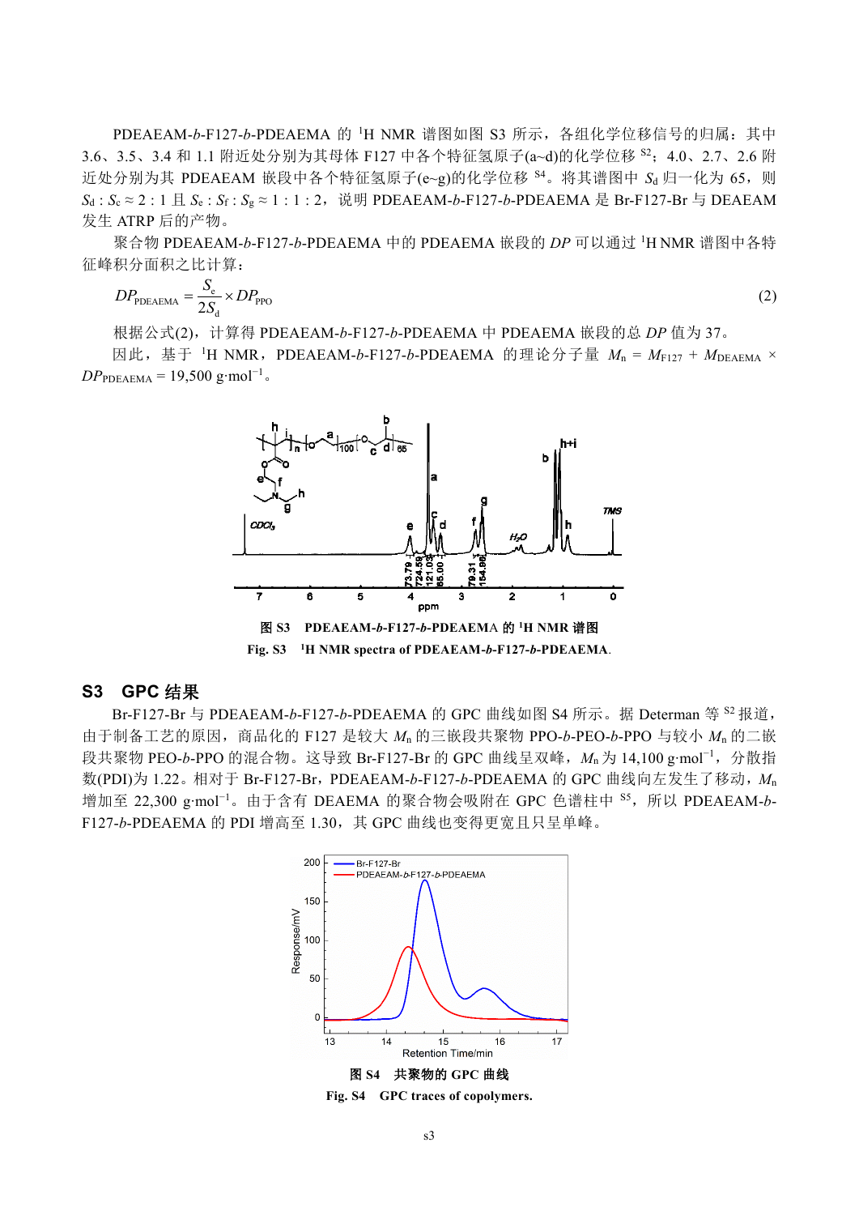PDEAEAM-*b*-F127-*b*-PDEAEMA 的 $^{1}H$ NMR 谱图如图 S3 所示，各组化学位移信号的归属：其中 3.6、3.5、3.4 和 1.1 附近处分别为其母体 F127 中各个特征氢原子(a~d)的化学位移 [S2]；4.0、2.7、2.6 附近处分别为其 PDEAEAM 嵌段中各个特征氢原子(e~g)的化学位移 [S4]。将其谱图中 $S_d$ 归一化为 65，则 $S_d : S_c \approx 2 : 1$ 且 $S_e : S_f : S_g \approx 1 : 1 : 2$，说明 PDEAEAM-*b*-F127-*b*-PDEAEMA 是 Br-F127-Br 与 DEAEAM 发生 ATRP 后的产物。

聚合物 PDEAEAM-*b*-F127-*b*-PDEAEMA 中的 PDEAEMA 嵌段的 *DP* 可以通过 $^{1}H$ NMR 谱图中各特征峰积分面积之比计算：

$$DP_{\mathrm{PDEAEMA}} = \frac{S_e}{2S_d} \times DP_{\mathrm{PPO}} \tag{2}$$

根据公式(2)，计算得 PDEAEAM-*b*-F127-*b*-PDEAEMA 中 PDEAEMA 嵌段的总 *DP* 值为 37。

因此，基于 $^{1}H$ NMR，PDEAEAM-*b*-F127-*b*-PDEAEMA 的理论分子量 $M_n = M_{\mathrm{F127}} + M_{\mathrm{DEAEMA}} \times DP_{\mathrm{PDEAEMA}}$ = 19,500 g·mol$^{-1}$。

图 S3　PDEAEAM-*b*-F127-*b*-PDEAEMA 的 $^{1}H$ NMR 谱图

Fig. S3　$^{1}H$ NMR spectra of PDEAEAM-*b*-F127-*b*-PDEAEMA.

## S3　GPC 结果

Br-F127-Br 与 PDEAEAM-*b*-F127-*b*-PDEAEMA 的 GPC 曲线如图 S4 所示。据 Determan 等 [S2] 报道，由于制备工艺的原因，商品化的 F127 是较大 $M_n$ 的三嵌段共聚物 PPO-*b*-PEO-*b*-PPO 与较小 $M_n$ 的二嵌段共聚物 PEO-*b*-PPO 的混合物。这导致 Br-F127-Br 的 GPC 曲线呈双峰，$M_n$ 为 14,100 g·mol$^{-1}$，分散指数(PDI)为 1.22。相对于 Br-F127-Br，PDEAEAM-*b*-F127-*b*-PDEAEMA 的 GPC 曲线向左发生了移动，$M_n$ 增加至 22,300 g·mol$^{-1}$。由于含有 DEAEMA 的聚合物会吸附在 GPC 色谱柱中 [S5]，所以 PDEAEAM-*b*-F127-*b*-PDEAEMA 的 PDI 增高至 1.30，其 GPC 曲线也变得更宽且只呈单峰。

图 S4　共聚物的 GPC 曲线

Fig. S4　GPC traces of copolymers.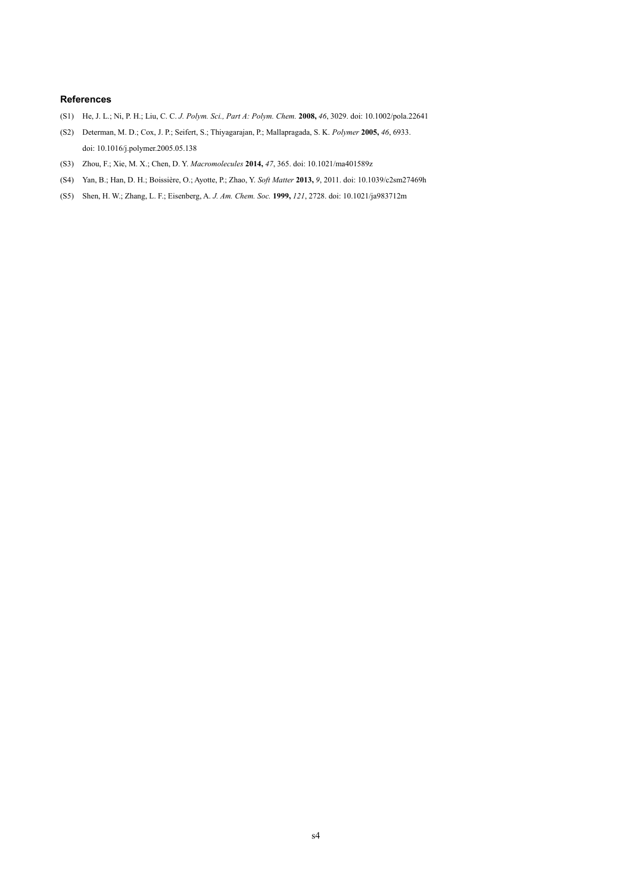## References

(S1) He, J. L.; Ni, P. H.; Liu, C. C. *J. Polym. Sci., Part A: Polym. Chem.* **2008,** *46*, 3029. doi: 10.1002/pola.22641

(S2) Determan, M. D.; Cox, J. P.; Seifert, S.; Thiyagarajan, P.; Mallapragada, S. K. *Polymer* **2005,** *46*, 6933. doi: 10.1016/j.polymer.2005.05.138

(S3) Zhou, F.; Xie, M. X.; Chen, D. Y. *Macromolecules* **2014,** *47*, 365. doi: 10.1021/ma401589z

(S4) Yan, B.; Han, D. H.; Boissière, O.; Ayotte, P.; Zhao, Y. *Soft Matter* **2013,** *9*, 2011. doi: 10.1039/c2sm27469h

(S5) Shen, H. W.; Zhang, L. F.; Eisenberg, A. *J. Am. Chem. Soc.* **1999,** *121*, 2728. doi: 10.1021/ja983712m